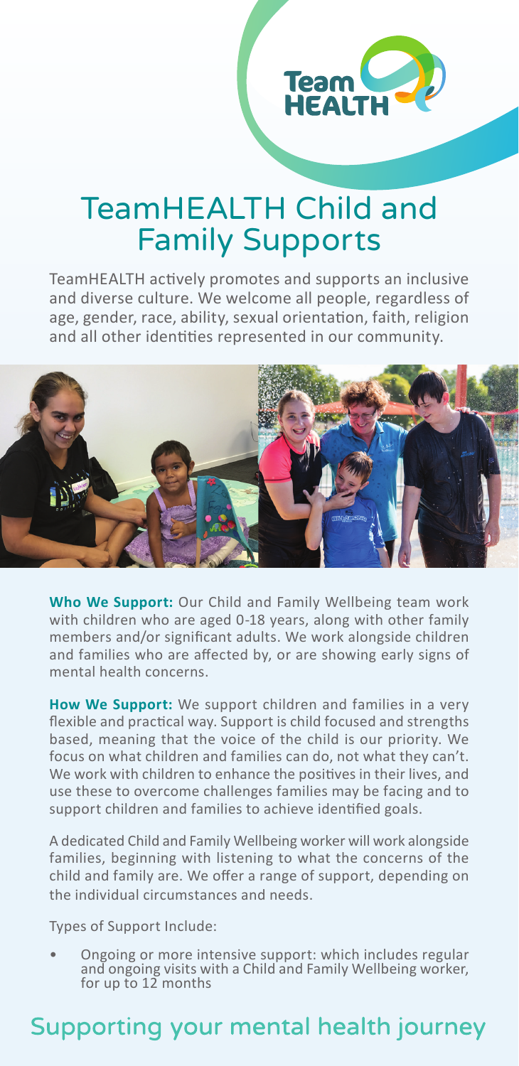# TeamHEALTH Child and Family Supports

TeamHEALTH actively promotes and supports an inclusive and diverse culture. We welcome all people, regardless of age, gender, race, ability, sexual orientation, faith, religion and all other identities represented in our community.

**Who We Support:** Our Child and Family Wellbeing team work with children who are aged 0-18 years, along with other family members and/or significant adults. We work alongside children and families who are affected by, or are showing early signs of mental health concerns.

**How We Support:** We support children and families in a very flexible and practical way. Support is child focused and strengths based, meaning that the voice of the child is our priority. We focus on what children and families can do, not what they can't. We work with children to enhance the positives in their lives, and use these to overcome challenges families may be facing and to support children and families to achieve identified goals.

A dedicated Child and Family Wellbeing worker will work alongside families, beginning with listening to what the concerns of the child and family are. We offer a range of support, depending on the individual circumstances and needs.

Types of Support Include:

- Ongoing or more intensive support: which includes regular and ongoing visits with a Child and Family Wellbeing worker, for up to 12 months

## Supporting your mental health journey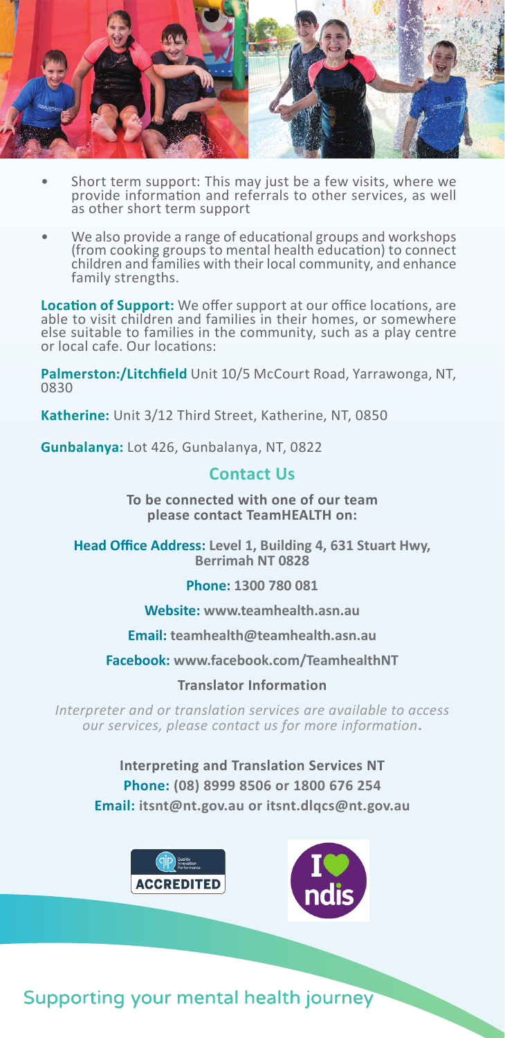- Short term support: This may just be a few visits, where we provide information and referrals to other services, as well as other short term support
- We also provide a range of educational groups and workshops (from cooking groups to mental health education) to connect children and families with their local community, and enhance family strengths.

**Location of Support:** We offer support at our office locations, are able to visit children and families in their homes, or somewhere else suitable to families in the community, such as a play centre or local cafe. Our locations:

**Palmerston:/Litchfield** Unit 10/5 McCourt Road, Yarrawonga, NT, 0830

**Katherine:** Unit 3/12 Third Street, Katherine, NT, 0850

**Gunbalanya:** Lot 426, Gunbalanya, NT, 0822

## Contact Us

**To be connected with one of our team please contact TeamHEALTH on:**

**Head Office Address: Level 1, Building 4, 631 Stuart Hwy, Berrimah NT 0828**

**Phone: 1300 780 081**

**Website: www.teamhealth.asn.au**

**Email: teamhealth@teamhealth.asn.au**

**Facebook: www.facebook.com/TeamhealthNT**

**Translator Information**

*Interpreter and or translation services are available to access our services, please contact us for more information.*

**Interpreting and Translation Services NT**
**Phone: (08) 8999 8506 or 1800 676 254**
**Email: itsnt@nt.gov.au or itsnt.dlqcs@nt.gov.au**

QIP Quality Innovation Performance ACCREDITED

I ♥ ndis

Supporting your mental health journey